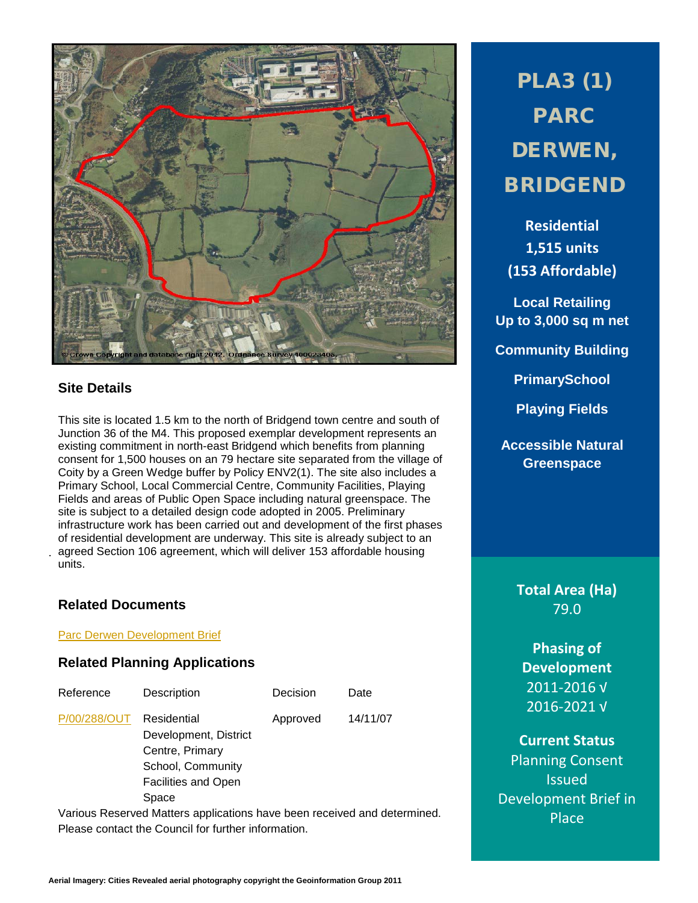# PLA3 (1) PARC DERWEN, BRIDGEND

**Residential**
**1,515 units**
**(153 Affordable)**

**Local Retailing**
**Up to 3,000 sq m net**

**Community Building**

**PrimarySchool**

**Playing Fields**

**Accessible Natural Greenspace**

**Total Area (Ha)**
79.0

**Phasing of Development**
2011-2016 √
2016-2021 √

**Current Status**
Planning Consent Issued
Development Brief in Place

## Site Details

This site is located 1.5 km to the north of Bridgend town centre and south of Junction 36 of the M4. This proposed exemplar development represents an existing commitment in north-east Bridgend which benefits from planning consent for 1,500 houses on an 79 hectare site separated from the village of Coity by a Green Wedge buffer by Policy ENV2(1). The site also includes a Primary School, Local Commercial Centre, Community Facilities, Playing Fields and areas of Public Open Space including natural greenspace. The site is subject to a detailed design code adopted in 2005. Preliminary infrastructure work has been carried out and development of the first phases of residential development are underway. This site is already subject to an agreed Section 106 agreement, which will deliver 153 affordable housing units.

## Related Documents

Parc Derwen Development Brief

## Related Planning Applications

| Reference | Description | Decision | Date |
|---|---|---|---|
| P/00/288/OUT | Residential Development, District Centre, Primary School, Community Facilities and Open Space | Approved | 14/11/07 |

Various Reserved Matters applications have been received and determined. Please contact the Council for further information.

Aerial Imagery: Cities Revealed aerial photography copyright the Geoinformation Group 2011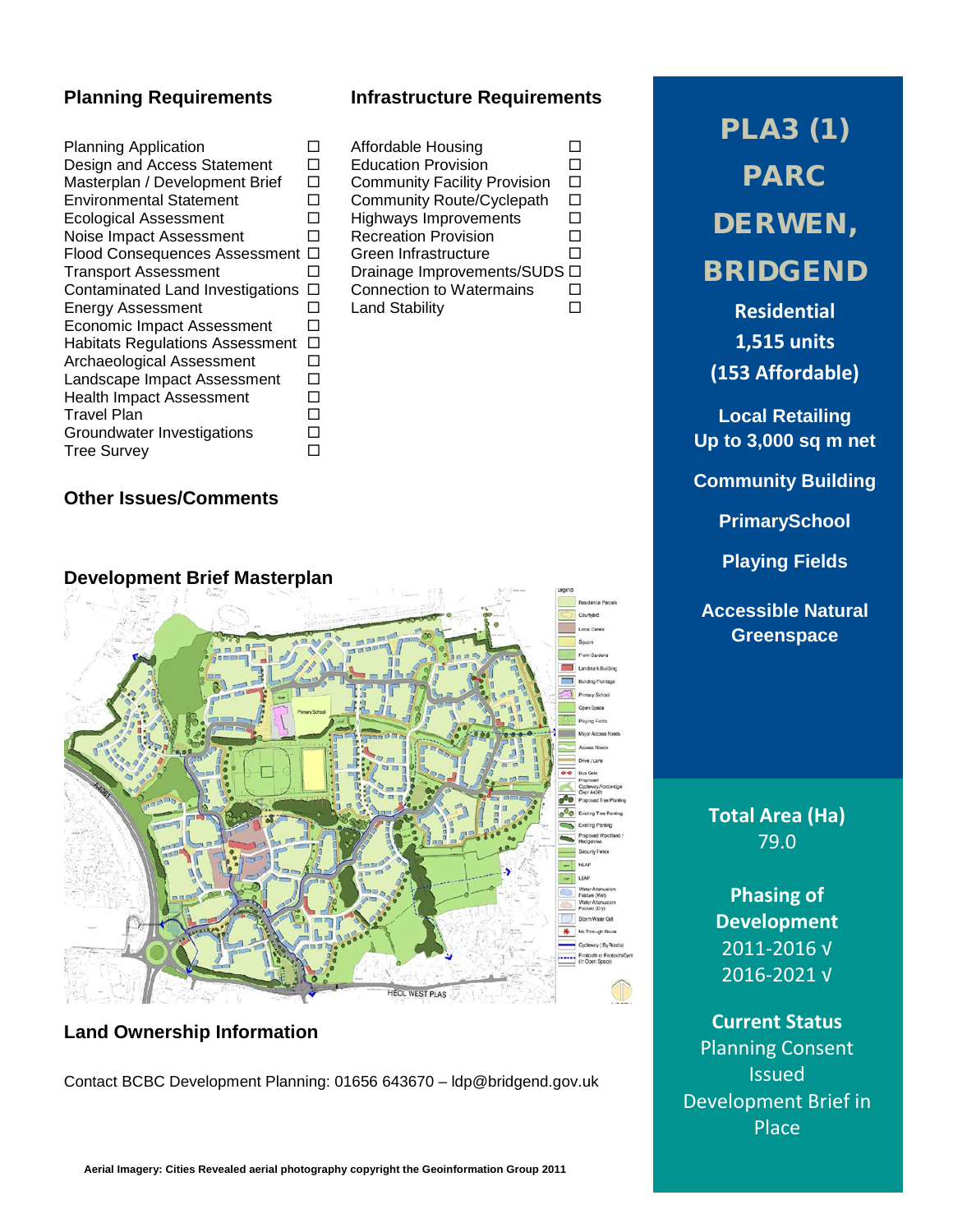## Planning Requirements

- Planning Application ☐
- Design and Access Statement ☐
- Masterplan / Development Brief ☐
- Environmental Statement ☐
- Ecological Assessment ☐
- Noise Impact Assessment ☐
- Flood Consequences Assessment ☐
- Transport Assessment ☐
- Contaminated Land Investigations ☐
- Energy Assessment ☐
- Economic Impact Assessment ☐
- Habitats Regulations Assessment ☐
- Archaeological Assessment ☐
- Landscape Impact Assessment ☐
- Health Impact Assessment ☐
- Travel Plan ☐
- Groundwater Investigations ☐
- Tree Survey ☐

## Infrastructure Requirements

- Affordable Housing ☐
- Education Provision ☐
- Community Facility Provision ☐
- Community Route/Cyclepath ☐
- Highways Improvements ☐
- Recreation Provision ☐
- Green Infrastructure ☐
- Drainage Improvements/SUDS ☐
- Connection to Watermains ☐
- Land Stability ☐

## Other Issues/Comments

## Development Brief Masterplan

Legend: Residential Parcels, Courtyard, Local Centre, Square, Front Gardens, Landmark Building, Building Frontage, Primary School, Open Space, Playing Fields, Major Access Roads, Access Roads, Drive / Lane, Bus Gate, Proposed Cycleway/Footbridge Over A4061, Proposed Tree Planting, Existing Tree Planting, Existing Planting, Proposed Woodland / Hedgerows, Security Fence, NEAP, LEAP, Water Attenuation Feature (Wet), Water Attenuation Feature (Dry), Storm Water Cell, No Through Route, Cycleway (By Roads), Footpath or Footpath/Cycl (In Open Space)

Primary School

A4061

HEOL WEST PLAS

## Land Ownership Information

Contact BCBC Development Planning: 01656 643670 – ldp@bridgend.gov.uk

# PLA3 (1) PARC DERWEN, BRIDGEND

**Residential**
**1,515 units**
**(153 Affordable)**

**Local Retailing**
**Up to 3,000 sq m net**

**Community Building**

**PrimarySchool**

**Playing Fields**

**Accessible Natural Greenspace**

**Total Area (Ha)**
79.0

**Phasing of Development**
2011-2016 √
2016-2021 √

**Current Status**
Planning Consent Issued
Development Brief in Place

**Aerial Imagery: Cities Revealed aerial photography copyright the Geoinformation Group 2011**